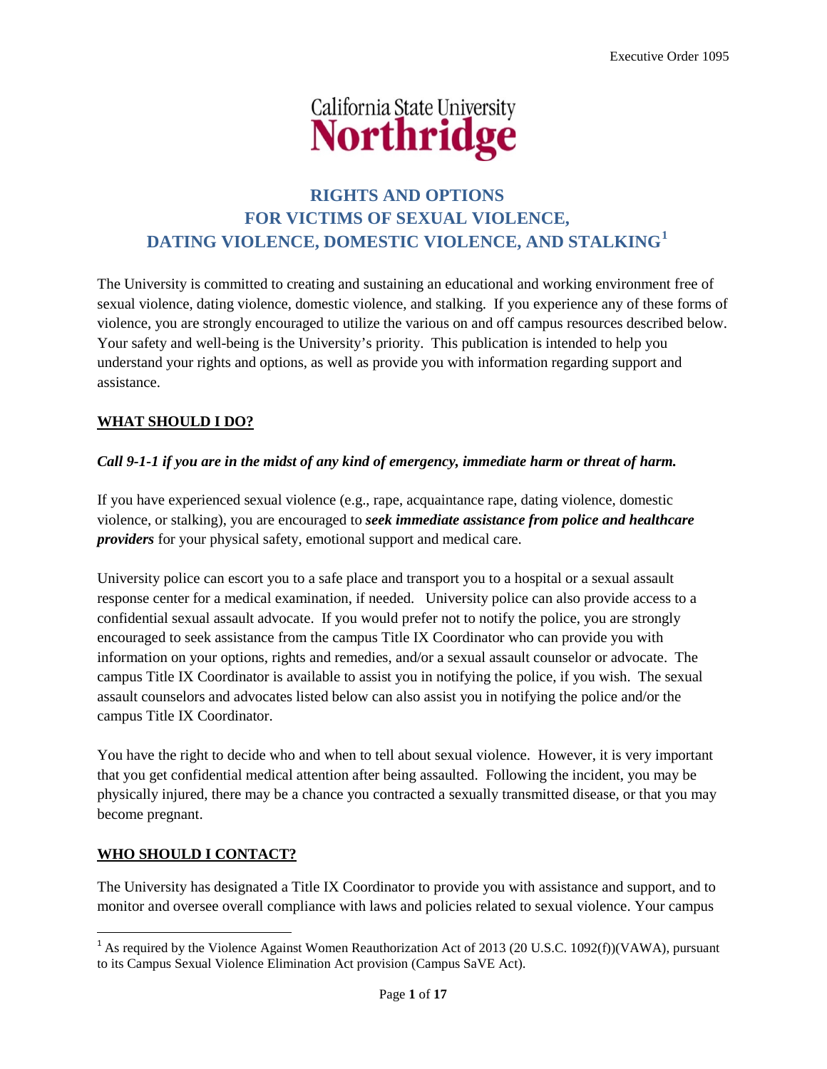California State University
**Northridge**

# RIGHTS AND OPTIONS FOR VICTIMS OF SEXUAL VIOLENCE, DATING VIOLENCE, DOMESTIC VIOLENCE, AND STALKING[1]

The University is committed to creating and sustaining an educational and working environment free of sexual violence, dating violence, domestic violence, and stalking. If you experience any of these forms of violence, you are strongly encouraged to utilize the various on and off campus resources described below. Your safety and well-being is the University's priority. This publication is intended to help you understand your rights and options, as well as provide you with information regarding support and assistance.

## WHAT SHOULD I DO?

***Call 9-1-1 if you are in the midst of any kind of emergency, immediate harm or threat of harm.***

If you have experienced sexual violence (e.g., rape, acquaintance rape, dating violence, domestic violence, or stalking), you are encouraged to ***seek immediate assistance from police and healthcare providers*** for your physical safety, emotional support and medical care.

University police can escort you to a safe place and transport you to a hospital or a sexual assault response center for a medical examination, if needed. University police can also provide access to a confidential sexual assault advocate. If you would prefer not to notify the police, you are strongly encouraged to seek assistance from the campus Title IX Coordinator who can provide you with information on your options, rights and remedies, and/or a sexual assault counselor or advocate. The campus Title IX Coordinator is available to assist you in notifying the police, if you wish. The sexual assault counselors and advocates listed below can also assist you in notifying the police and/or the campus Title IX Coordinator.

You have the right to decide who and when to tell about sexual violence. However, it is very important that you get confidential medical attention after being assaulted. Following the incident, you may be physically injured, there may be a chance you contracted a sexually transmitted disease, or that you may become pregnant.

## WHO SHOULD I CONTACT?

The University has designated a Title IX Coordinator to provide you with assistance and support, and to monitor and oversee overall compliance with laws and policies related to sexual violence. Your campus

---

[1] As required by the Violence Against Women Reauthorization Act of 2013 (20 U.S.C. 1092(f))(VAWA), pursuant to its Campus Sexual Violence Elimination Act provision (Campus SaVE Act).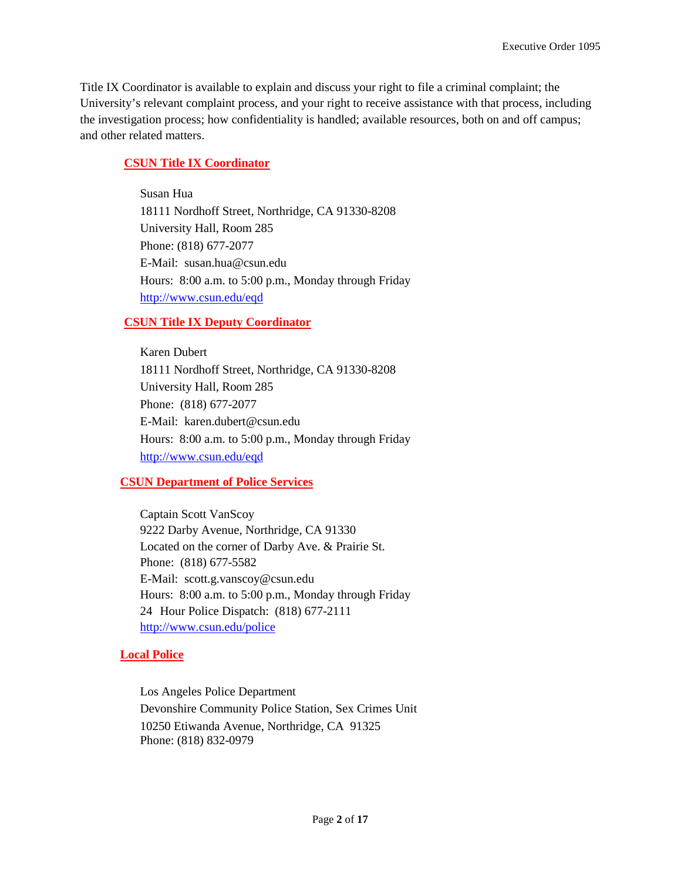Title IX Coordinator is available to explain and discuss your right to file a criminal complaint; the University's relevant complaint process, and your right to receive assistance with that process, including the investigation process; how confidentiality is handled; available resources, both on and off campus; and other related matters.

**CSUN Title IX Coordinator**

Susan Hua
18111 Nordhoff Street, Northridge, CA 91330-8208
University Hall, Room 285
Phone: (818) 677-2077
E-Mail: susan.hua@csun.edu
Hours: 8:00 a.m. to 5:00 p.m., Monday through Friday
http://www.csun.edu/eqd

**CSUN Title IX Deputy Coordinator**

Karen Dubert
18111 Nordhoff Street, Northridge, CA 91330-8208
University Hall, Room 285
Phone: (818) 677-2077
E-Mail: karen.dubert@csun.edu
Hours: 8:00 a.m. to 5:00 p.m., Monday through Friday
http://www.csun.edu/eqd

**CSUN Department of Police Services**

Captain Scott VanScoy
9222 Darby Avenue, Northridge, CA 91330
Located on the corner of Darby Ave. & Prairie St.
Phone: (818) 677-5582
E-Mail: scott.g.vanscoy@csun.edu
Hours: 8:00 a.m. to 5:00 p.m., Monday through Friday
24 Hour Police Dispatch: (818) 677-2111
http://www.csun.edu/police

**Local Police**

Los Angeles Police Department
Devonshire Community Police Station, Sex Crimes Unit
10250 Etiwanda Avenue, Northridge, CA 91325
Phone: (818) 832-0979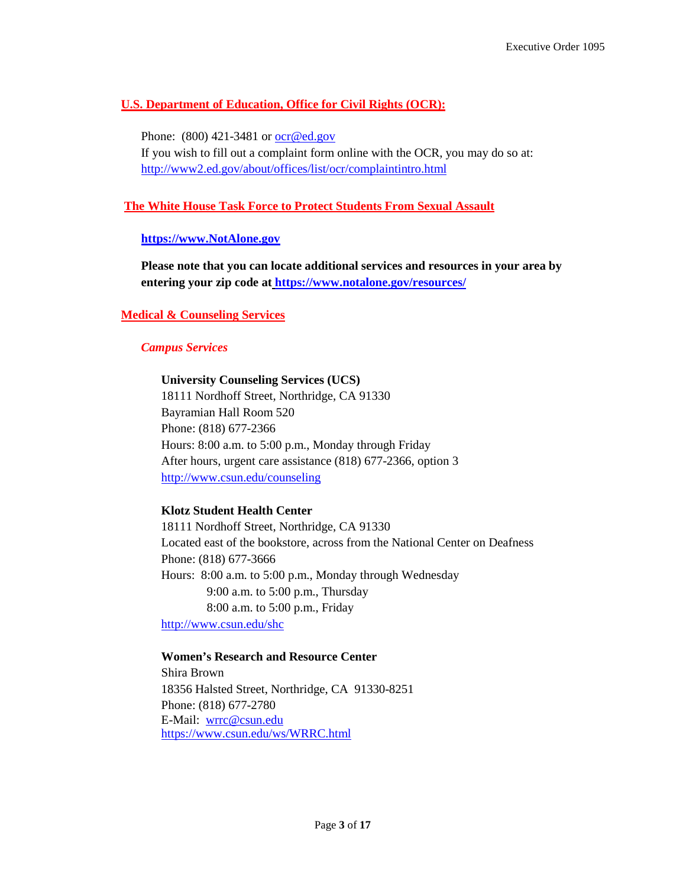## U.S. Department of Education, Office for Civil Rights (OCR):

Phone: (800) 421-3481 or ocr@ed.gov
If you wish to fill out a complaint form online with the OCR, you may do so at:
http://www2.ed.gov/about/offices/list/ocr/complaintintro.html

## The White House Task Force to Protect Students From Sexual Assault

**https://www.NotAlone.gov**

**Please note that you can locate additional services and resources in your area by entering your zip code at https://www.notalone.gov/resources/**

## Medical & Counseling Services

### *Campus Services*

**University Counseling Services (UCS)**
18111 Nordhoff Street, Northridge, CA 91330
Bayramian Hall Room 520
Phone: (818) 677-2366
Hours: 8:00 a.m. to 5:00 p.m., Monday through Friday
After hours, urgent care assistance (818) 677-2366, option 3
http://www.csun.edu/counseling

**Klotz Student Health Center**
18111 Nordhoff Street, Northridge, CA 91330
Located east of the bookstore, across from the National Center on Deafness
Phone: (818) 677-3666
Hours: 8:00 a.m. to 5:00 p.m., Monday through Wednesday
9:00 a.m. to 5:00 p.m., Thursday
8:00 a.m. to 5:00 p.m., Friday
http://www.csun.edu/shc

**Women's Research and Resource Center**
Shira Brown
18356 Halsted Street, Northridge, CA 91330-8251
Phone: (818) 677-2780
E-Mail: wrrc@csun.edu
https://www.csun.edu/ws/WRRC.html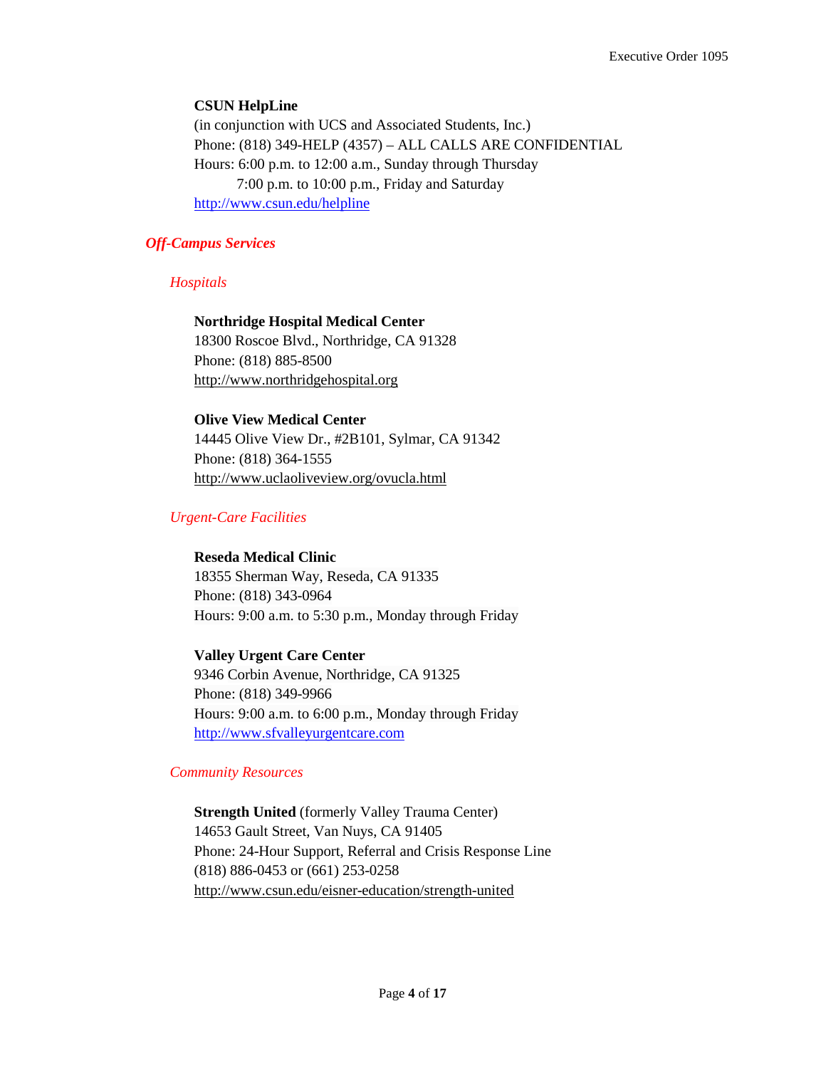**CSUN HelpLine**
(in conjunction with UCS and Associated Students, Inc.)
Phone: (818) 349-HELP (4357) – ALL CALLS ARE CONFIDENTIAL
Hours: 6:00 p.m. to 12:00 a.m., Sunday through Thursday
7:00 p.m. to 10:00 p.m., Friday and Saturday
http://www.csun.edu/helpline

## *Off-Campus Services*

### *Hospitals*

**Northridge Hospital Medical Center**
18300 Roscoe Blvd., Northridge, CA 91328
Phone: (818) 885-8500
http://www.northridgehospital.org

**Olive View Medical Center**
14445 Olive View Dr., #2B101, Sylmar, CA 91342
Phone: (818) 364-1555
http://www.uclaoliveview.org/ovucla.html

### *Urgent-Care Facilities*

**Reseda Medical Clinic**
18355 Sherman Way, Reseda, CA 91335
Phone: (818) 343-0964
Hours: 9:00 a.m. to 5:30 p.m., Monday through Friday

**Valley Urgent Care Center**
9346 Corbin Avenue, Northridge, CA 91325
Phone: (818) 349-9966
Hours: 9:00 a.m. to 6:00 p.m., Monday through Friday
http://www.sfvalleyurgentcare.com

### *Community Resources*

**Strength United** (formerly Valley Trauma Center)
14653 Gault Street, Van Nuys, CA 91405
Phone: 24-Hour Support, Referral and Crisis Response Line
(818) 886-0453 or (661) 253-0258
http://www.csun.edu/eisner-education/strength-united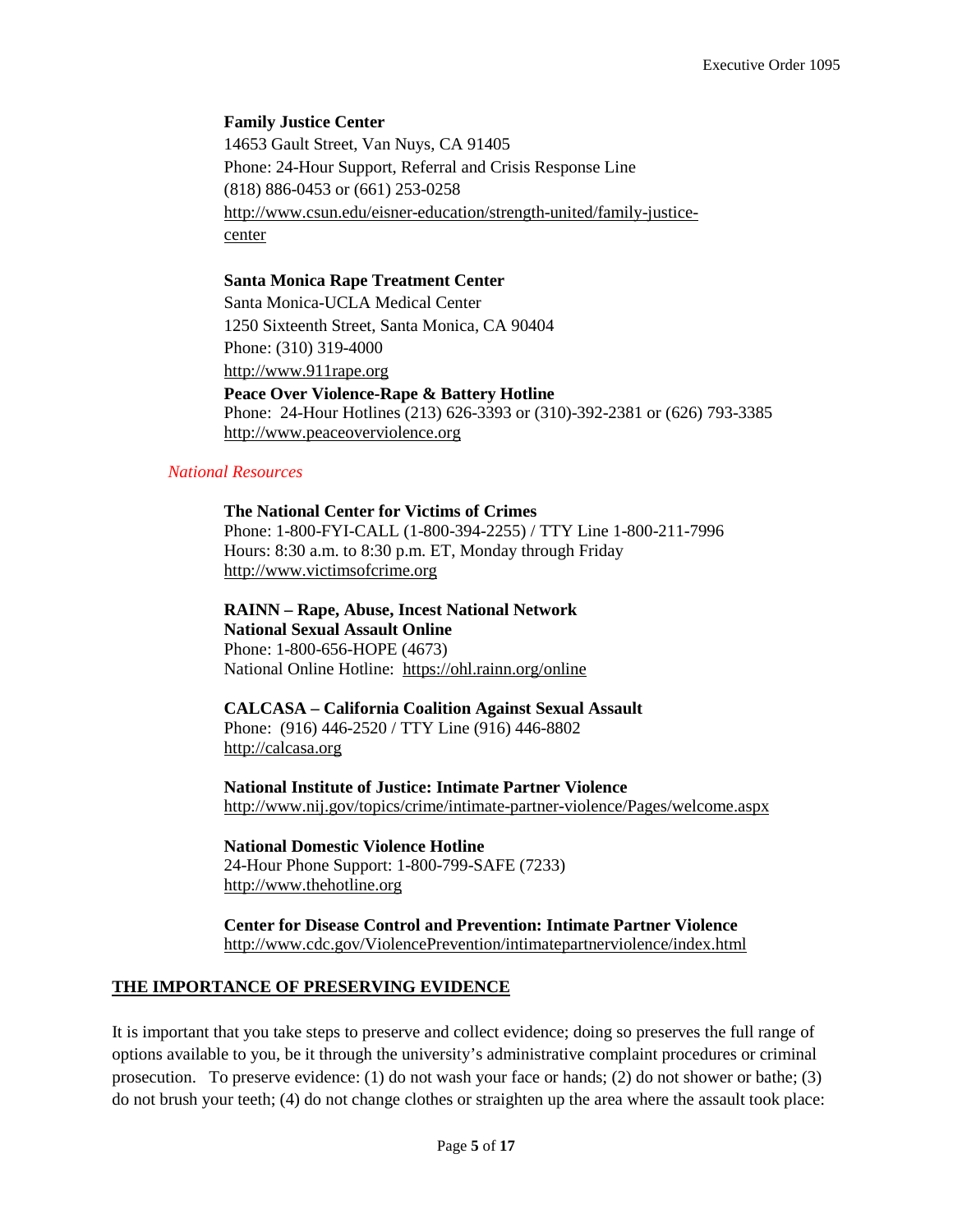**Family Justice Center**
14653 Gault Street, Van Nuys, CA 91405
Phone: 24-Hour Support, Referral and Crisis Response Line
(818) 886-0453 or (661) 253-0258
http://www.csun.edu/eisner-education/strength-united/family-justice-center

**Santa Monica Rape Treatment Center**
Santa Monica-UCLA Medical Center
1250 Sixteenth Street, Santa Monica, CA 90404
Phone: (310) 319-4000
http://www.911rape.org

**Peace Over Violence-Rape & Battery Hotline**
Phone: 24-Hour Hotlines (213) 626-3393 or (310)-392-2381 or (626) 793-3385
http://www.peaceoverviolence.org

*National Resources*

**The National Center for Victims of Crimes**
Phone: 1-800-FYI-CALL (1-800-394-2255) / TTY Line 1-800-211-7996
Hours: 8:30 a.m. to 8:30 p.m. ET, Monday through Friday
http://www.victimsofcrime.org

**RAINN – Rape, Abuse, Incest National Network**
**National Sexual Assault Online**
Phone: 1-800-656-HOPE (4673)
National Online Hotline: https://ohl.rainn.org/online

**CALCASA – California Coalition Against Sexual Assault**
Phone: (916) 446-2520 / TTY Line (916) 446-8802
http://calcasa.org

**National Institute of Justice: Intimate Partner Violence**
http://www.nij.gov/topics/crime/intimate-partner-violence/Pages/welcome.aspx

**National Domestic Violence Hotline**
24-Hour Phone Support: 1-800-799-SAFE (7233)
http://www.thehotline.org

**Center for Disease Control and Prevention: Intimate Partner Violence**
http://www.cdc.gov/ViolencePrevention/intimatepartnerviolence/index.html

## THE IMPORTANCE OF PRESERVING EVIDENCE

It is important that you take steps to preserve and collect evidence; doing so preserves the full range of options available to you, be it through the university's administrative complaint procedures or criminal prosecution. To preserve evidence: (1) do not wash your face or hands; (2) do not shower or bathe; (3) do not brush your teeth; (4) do not change clothes or straighten up the area where the assault took place: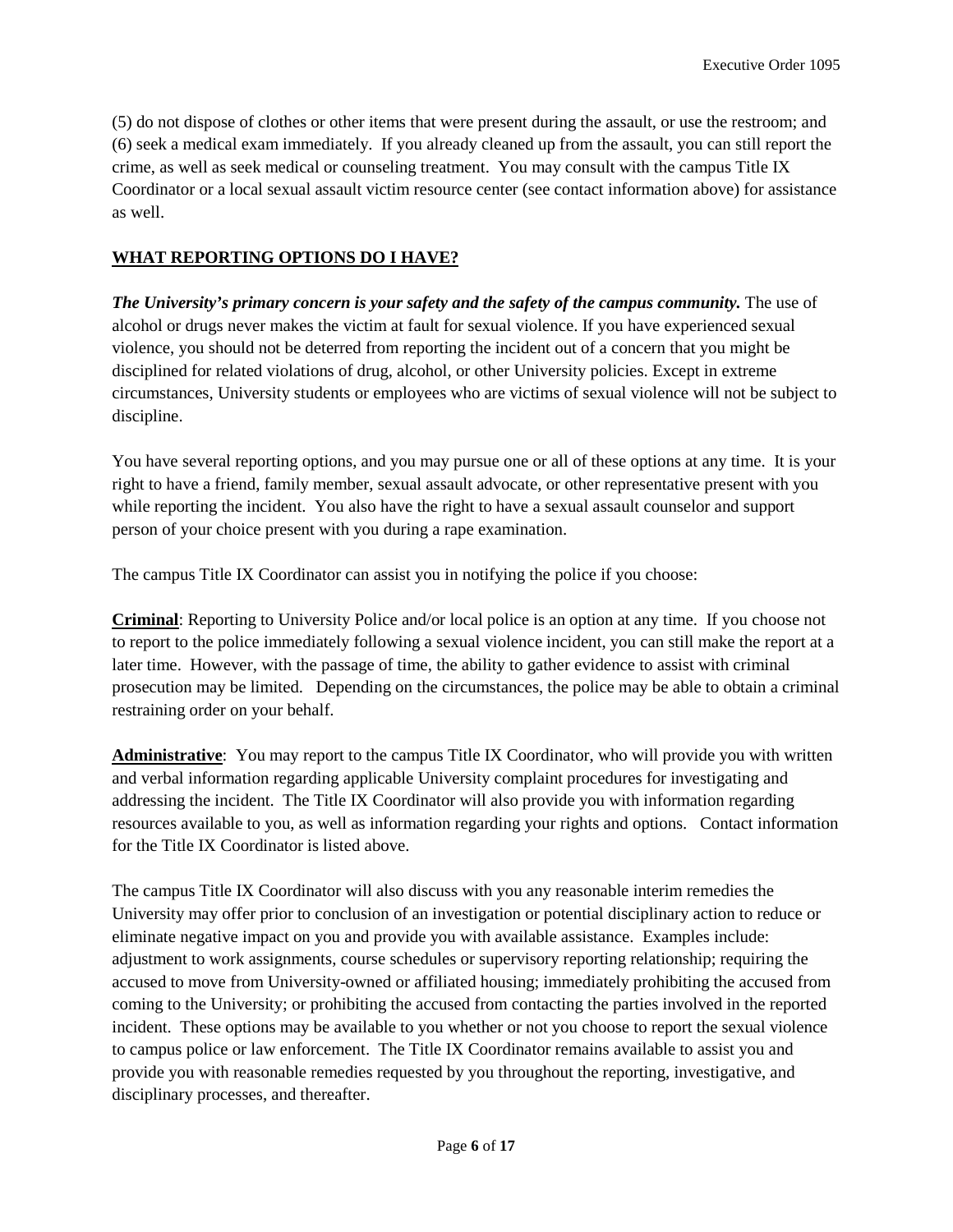(5) do not dispose of clothes or other items that were present during the assault, or use the restroom; and (6) seek a medical exam immediately. If you already cleaned up from the assault, you can still report the crime, as well as seek medical or counseling treatment. You may consult with the campus Title IX Coordinator or a local sexual assault victim resource center (see contact information above) for assistance as well.

## WHAT REPORTING OPTIONS DO I HAVE?

***The University's primary concern is your safety and the safety of the campus community.*** The use of alcohol or drugs never makes the victim at fault for sexual violence. If you have experienced sexual violence, you should not be deterred from reporting the incident out of a concern that you might be disciplined for related violations of drug, alcohol, or other University policies. Except in extreme circumstances, University students or employees who are victims of sexual violence will not be subject to discipline.

You have several reporting options, and you may pursue one or all of these options at any time. It is your right to have a friend, family member, sexual assault advocate, or other representative present with you while reporting the incident. You also have the right to have a sexual assault counselor and support person of your choice present with you during a rape examination.

The campus Title IX Coordinator can assist you in notifying the police if you choose:

**Criminal**: Reporting to University Police and/or local police is an option at any time. If you choose not to report to the police immediately following a sexual violence incident, you can still make the report at a later time. However, with the passage of time, the ability to gather evidence to assist with criminal prosecution may be limited. Depending on the circumstances, the police may be able to obtain a criminal restraining order on your behalf.

**Administrative**: You may report to the campus Title IX Coordinator, who will provide you with written and verbal information regarding applicable University complaint procedures for investigating and addressing the incident. The Title IX Coordinator will also provide you with information regarding resources available to you, as well as information regarding your rights and options. Contact information for the Title IX Coordinator is listed above.

The campus Title IX Coordinator will also discuss with you any reasonable interim remedies the University may offer prior to conclusion of an investigation or potential disciplinary action to reduce or eliminate negative impact on you and provide you with available assistance. Examples include: adjustment to work assignments, course schedules or supervisory reporting relationship; requiring the accused to move from University-owned or affiliated housing; immediately prohibiting the accused from coming to the University; or prohibiting the accused from contacting the parties involved in the reported incident. These options may be available to you whether or not you choose to report the sexual violence to campus police or law enforcement. The Title IX Coordinator remains available to assist you and provide you with reasonable remedies requested by you throughout the reporting, investigative, and disciplinary processes, and thereafter.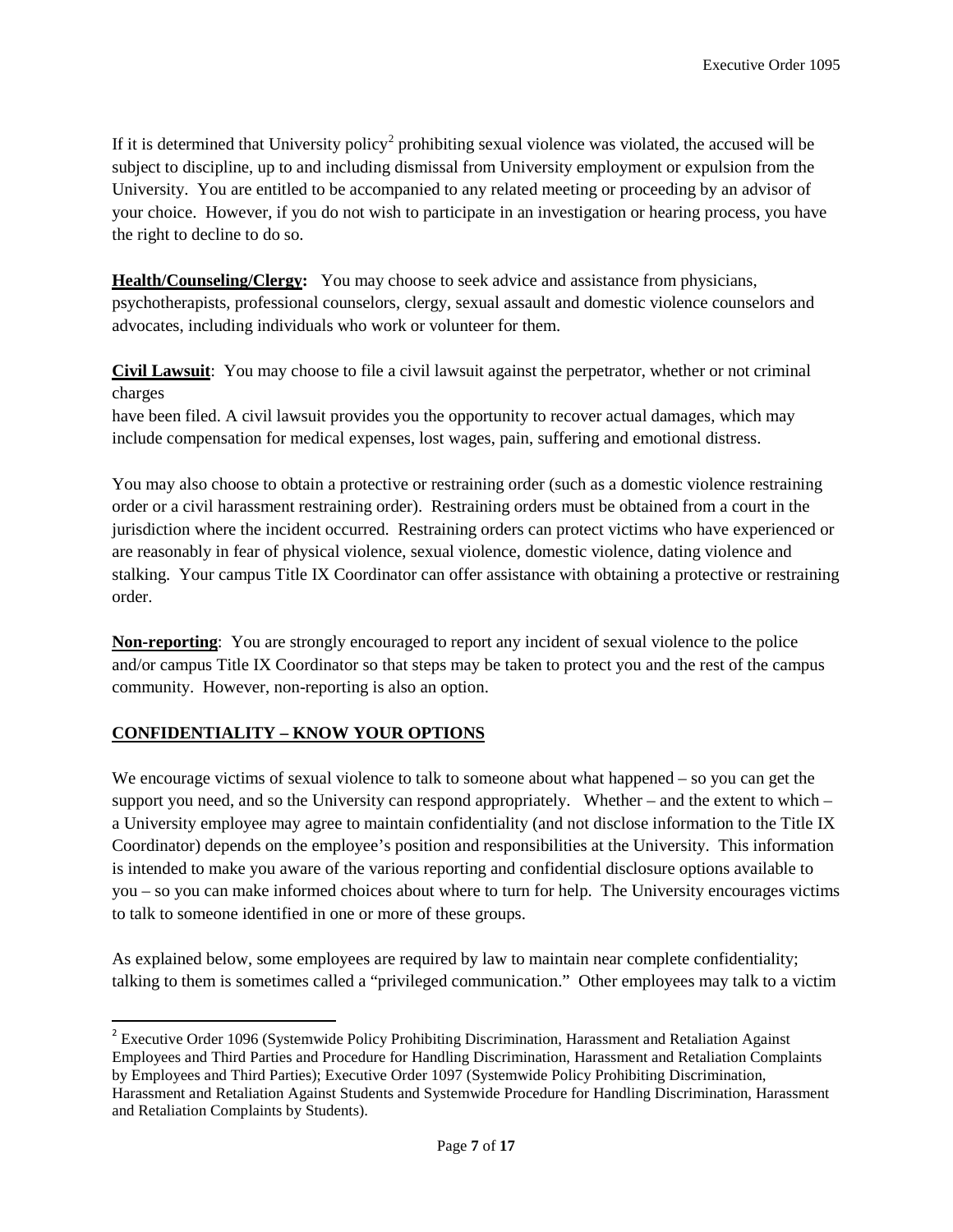If it is determined that University policy[2] prohibiting sexual violence was violated, the accused will be subject to discipline, up to and including dismissal from University employment or expulsion from the University. You are entitled to be accompanied to any related meeting or proceeding by an advisor of your choice. However, if you do not wish to participate in an investigation or hearing process, you have the right to decline to do so.

**Health/Counseling/Clergy:** You may choose to seek advice and assistance from physicians, psychotherapists, professional counselors, clergy, sexual assault and domestic violence counselors and advocates, including individuals who work or volunteer for them.

**Civil Lawsuit**: You may choose to file a civil lawsuit against the perpetrator, whether or not criminal charges have been filed. A civil lawsuit provides you the opportunity to recover actual damages, which may include compensation for medical expenses, lost wages, pain, suffering and emotional distress.

You may also choose to obtain a protective or restraining order (such as a domestic violence restraining order or a civil harassment restraining order). Restraining orders must be obtained from a court in the jurisdiction where the incident occurred. Restraining orders can protect victims who have experienced or are reasonably in fear of physical violence, sexual violence, domestic violence, dating violence and stalking. Your campus Title IX Coordinator can offer assistance with obtaining a protective or restraining order.

**Non-reporting**: You are strongly encouraged to report any incident of sexual violence to the police and/or campus Title IX Coordinator so that steps may be taken to protect you and the rest of the campus community. However, non-reporting is also an option.

## CONFIDENTIALITY – KNOW YOUR OPTIONS

We encourage victims of sexual violence to talk to someone about what happened – so you can get the support you need, and so the University can respond appropriately. Whether – and the extent to which – a University employee may agree to maintain confidentiality (and not disclose information to the Title IX Coordinator) depends on the employee's position and responsibilities at the University. This information is intended to make you aware of the various reporting and confidential disclosure options available to you – so you can make informed choices about where to turn for help. The University encourages victims to talk to someone identified in one or more of these groups.

As explained below, some employees are required by law to maintain near complete confidentiality; talking to them is sometimes called a "privileged communication." Other employees may talk to a victim

---

[2] Executive Order 1096 (Systemwide Policy Prohibiting Discrimination, Harassment and Retaliation Against Employees and Third Parties and Procedure for Handling Discrimination, Harassment and Retaliation Complaints by Employees and Third Parties); Executive Order 1097 (Systemwide Policy Prohibiting Discrimination, Harassment and Retaliation Against Students and Systemwide Procedure for Handling Discrimination, Harassment and Retaliation Complaints by Students).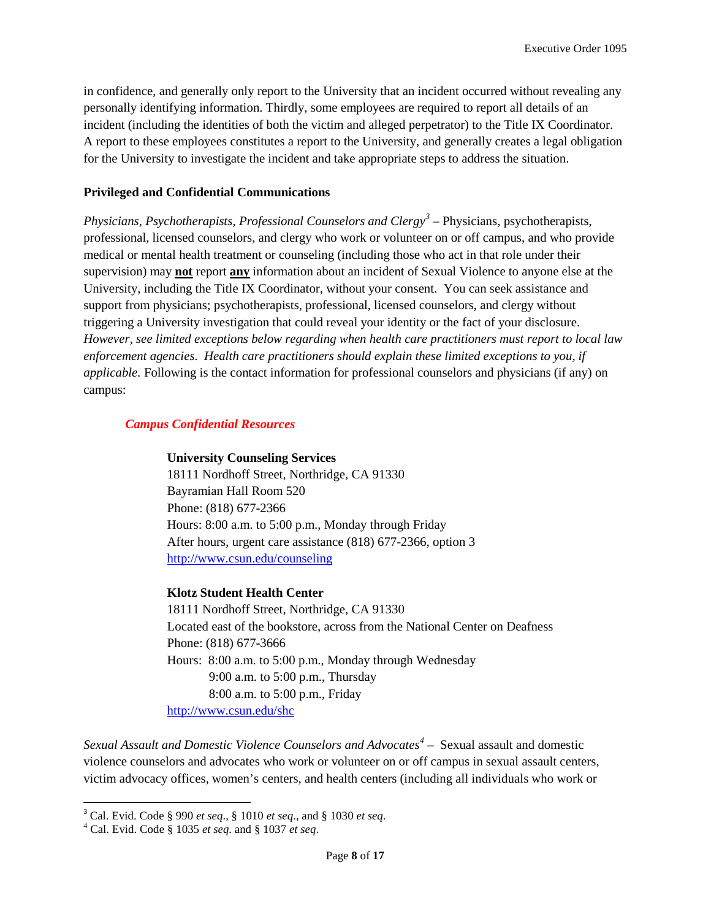in confidence, and generally only report to the University that an incident occurred without revealing any personally identifying information. Thirdly, some employees are required to report all details of an incident (including the identities of both the victim and alleged perpetrator) to the Title IX Coordinator. A report to these employees constitutes a report to the University, and generally creates a legal obligation for the University to investigate the incident and take appropriate steps to address the situation.

**Privileged and Confidential Communications**

*Physicians, Psychotherapists, Professional Counselors and Clergy*[3] – Physicians, psychotherapists, professional, licensed counselors, and clergy who work or volunteer on or off campus, and who provide medical or mental health treatment or counseling (including those who act in that role under their supervision) may **not** report **any** information about an incident of Sexual Violence to anyone else at the University, including the Title IX Coordinator, without your consent. You can seek assistance and support from physicians; psychotherapists, professional, licensed counselors, and clergy without triggering a University investigation that could reveal your identity or the fact of your disclosure. *However, see limited exceptions below regarding when health care practitioners must report to local law enforcement agencies. Health care practitioners should explain these limited exceptions to you, if applicable.* Following is the contact information for professional counselors and physicians (if any) on campus:

***Campus Confidential Resources***

**University Counseling Services**
18111 Nordhoff Street, Northridge, CA 91330
Bayramian Hall Room 520
Phone: (818) 677-2366
Hours: 8:00 a.m. to 5:00 p.m., Monday through Friday
After hours, urgent care assistance (818) 677-2366, option 3
http://www.csun.edu/counseling

**Klotz Student Health Center**
18111 Nordhoff Street, Northridge, CA 91330
Located east of the bookstore, across from the National Center on Deafness
Phone: (818) 677-3666
Hours: 8:00 a.m. to 5:00 p.m., Monday through Wednesday
9:00 a.m. to 5:00 p.m., Thursday
8:00 a.m. to 5:00 p.m., Friday
http://www.csun.edu/shc

*Sexual Assault and Domestic Violence Counselors and Advocates*[4] – Sexual assault and domestic violence counselors and advocates who work or volunteer on or off campus in sexual assault centers, victim advocacy offices, women's centers, and health centers (including all individuals who work or

---

[3] Cal. Evid. Code § 990 *et seq*., § 1010 *et seq*., and § 1030 *et seq*.

[4] Cal. Evid. Code § 1035 *et seq*. and § 1037 *et seq*.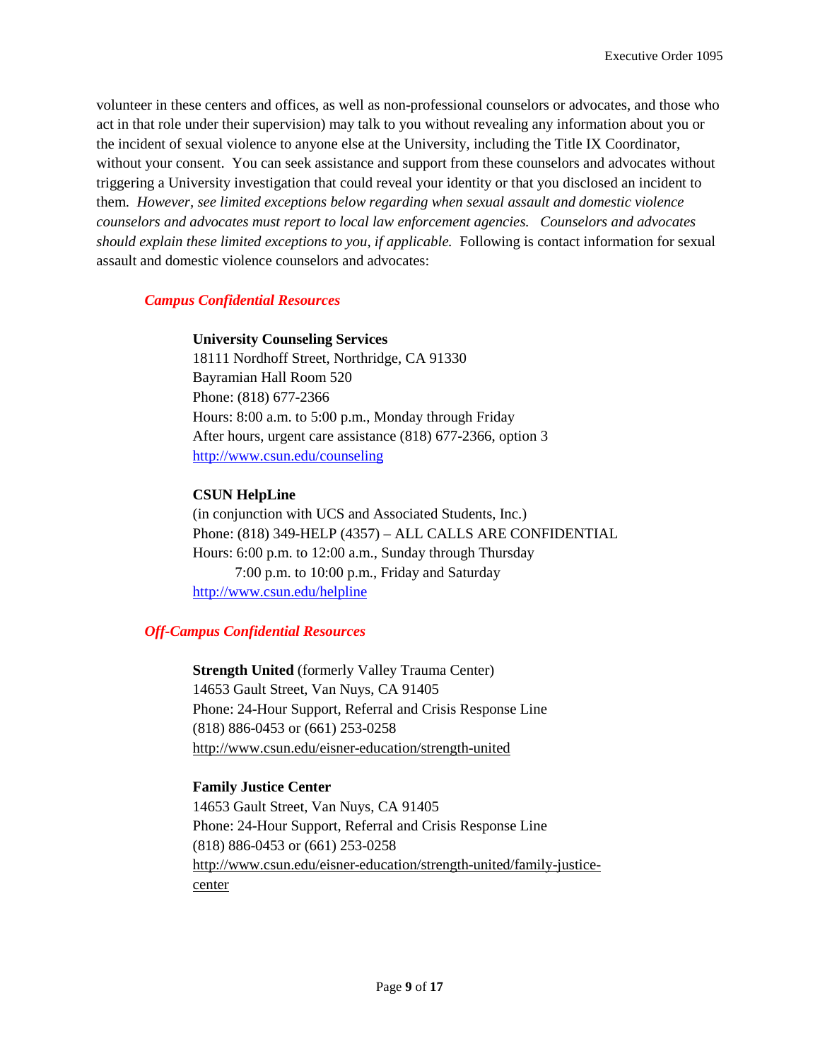volunteer in these centers and offices, as well as non-professional counselors or advocates, and those who act in that role under their supervision) may talk to you without revealing any information about you or the incident of sexual violence to anyone else at the University, including the Title IX Coordinator, without your consent. You can seek assistance and support from these counselors and advocates without triggering a University investigation that could reveal your identity or that you disclosed an incident to them. *However, see limited exceptions below regarding when sexual assault and domestic violence counselors and advocates must report to local law enforcement agencies. Counselors and advocates should explain these limited exceptions to you, if applicable.* Following is contact information for sexual assault and domestic violence counselors and advocates:

### *Campus Confidential Resources*

**University Counseling Services**
18111 Nordhoff Street, Northridge, CA 91330
Bayramian Hall Room 520
Phone: (818) 677-2366
Hours: 8:00 a.m. to 5:00 p.m., Monday through Friday
After hours, urgent care assistance (818) 677-2366, option 3
http://www.csun.edu/counseling

**CSUN HelpLine**
(in conjunction with UCS and Associated Students, Inc.)
Phone: (818) 349-HELP (4357) – ALL CALLS ARE CONFIDENTIAL
Hours: 6:00 p.m. to 12:00 a.m., Sunday through Thursday
7:00 p.m. to 10:00 p.m., Friday and Saturday
http://www.csun.edu/helpline

### *Off-Campus Confidential Resources*

**Strength United** (formerly Valley Trauma Center)
14653 Gault Street, Van Nuys, CA 91405
Phone: 24-Hour Support, Referral and Crisis Response Line
(818) 886-0453 or (661) 253-0258
http://www.csun.edu/eisner-education/strength-united

**Family Justice Center**
14653 Gault Street, Van Nuys, CA 91405
Phone: 24-Hour Support, Referral and Crisis Response Line
(818) 886-0453 or (661) 253-0258
http://www.csun.edu/eisner-education/strength-united/family-justice-center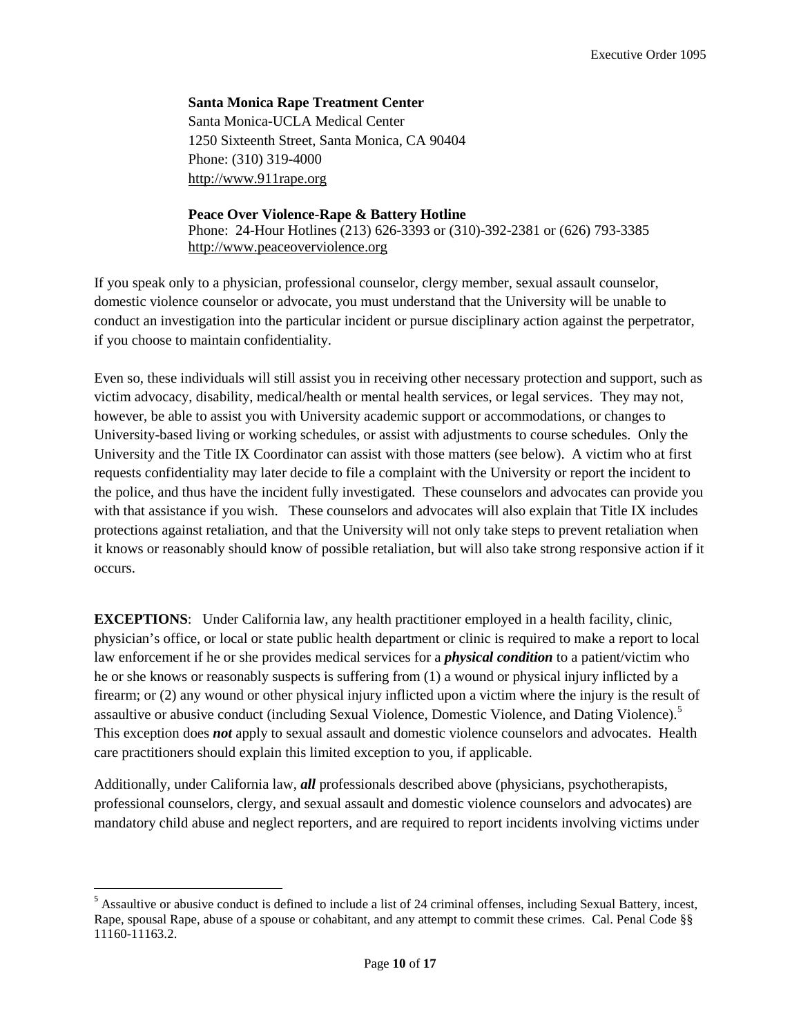**Santa Monica Rape Treatment Center**
Santa Monica-UCLA Medical Center
1250 Sixteenth Street, Santa Monica, CA 90404
Phone: (310) 319-4000
http://www.911rape.org

**Peace Over Violence-Rape & Battery Hotline**
Phone: 24-Hour Hotlines (213) 626-3393 or (310)-392-2381 or (626) 793-3385
http://www.peaceoverviolence.org

If you speak only to a physician, professional counselor, clergy member, sexual assault counselor, domestic violence counselor or advocate, you must understand that the University will be unable to conduct an investigation into the particular incident or pursue disciplinary action against the perpetrator, if you choose to maintain confidentiality.

Even so, these individuals will still assist you in receiving other necessary protection and support, such as victim advocacy, disability, medical/health or mental health services, or legal services. They may not, however, be able to assist you with University academic support or accommodations, or changes to University-based living or working schedules, or assist with adjustments to course schedules. Only the University and the Title IX Coordinator can assist with those matters (see below). A victim who at first requests confidentiality may later decide to file a complaint with the University or report the incident to the police, and thus have the incident fully investigated. These counselors and advocates can provide you with that assistance if you wish. These counselors and advocates will also explain that Title IX includes protections against retaliation, and that the University will not only take steps to prevent retaliation when it knows or reasonably should know of possible retaliation, but will also take strong responsive action if it occurs.

**EXCEPTIONS**: Under California law, any health practitioner employed in a health facility, clinic, physician's office, or local or state public health department or clinic is required to make a report to local law enforcement if he or she provides medical services for a ***physical condition*** to a patient/victim who he or she knows or reasonably suspects is suffering from (1) a wound or physical injury inflicted by a firearm; or (2) any wound or other physical injury inflicted upon a victim where the injury is the result of assaultive or abusive conduct (including Sexual Violence, Domestic Violence, and Dating Violence).[5] This exception does ***not*** apply to sexual assault and domestic violence counselors and advocates. Health care practitioners should explain this limited exception to you, if applicable.

Additionally, under California law, ***all*** professionals described above (physicians, psychotherapists, professional counselors, clergy, and sexual assault and domestic violence counselors and advocates) are mandatory child abuse and neglect reporters, and are required to report incidents involving victims under

---

[5] Assaultive or abusive conduct is defined to include a list of 24 criminal offenses, including Sexual Battery, incest, Rape, spousal Rape, abuse of a spouse or cohabitant, and any attempt to commit these crimes. Cal. Penal Code §§ 11160-11163.2.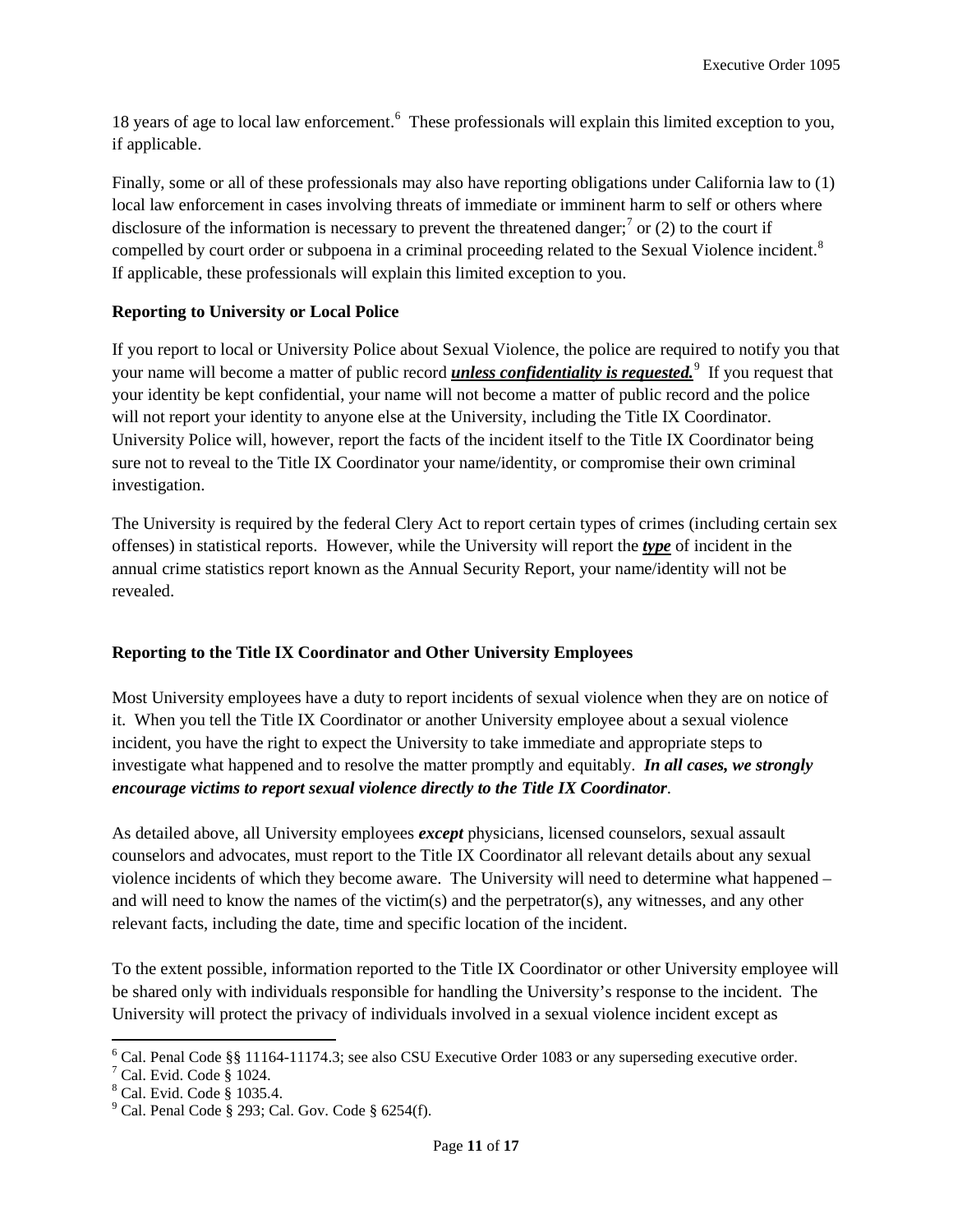18 years of age to local law enforcement.[6] These professionals will explain this limited exception to you, if applicable.

Finally, some or all of these professionals may also have reporting obligations under California law to (1) local law enforcement in cases involving threats of immediate or imminent harm to self or others where disclosure of the information is necessary to prevent the threatened danger;[7] or (2) to the court if compelled by court order or subpoena in a criminal proceeding related to the Sexual Violence incident.[8] If applicable, these professionals will explain this limited exception to you.

**Reporting to University or Local Police**

If you report to local or University Police about Sexual Violence, the police are required to notify you that your name will become a matter of public record ***unless confidentiality is requested.***[9] If you request that your identity be kept confidential, your name will not become a matter of public record and the police will not report your identity to anyone else at the University, including the Title IX Coordinator. University Police will, however, report the facts of the incident itself to the Title IX Coordinator being sure not to reveal to the Title IX Coordinator your name/identity, or compromise their own criminal investigation.

The University is required by the federal Clery Act to report certain types of crimes (including certain sex offenses) in statistical reports. However, while the University will report the ***type*** of incident in the annual crime statistics report known as the Annual Security Report, your name/identity will not be revealed.

**Reporting to the Title IX Coordinator and Other University Employees**

Most University employees have a duty to report incidents of sexual violence when they are on notice of it. When you tell the Title IX Coordinator or another University employee about a sexual violence incident, you have the right to expect the University to take immediate and appropriate steps to investigate what happened and to resolve the matter promptly and equitably. ***In all cases, we strongly encourage victims to report sexual violence directly to the Title IX Coordinator***.

As detailed above, all University employees ***except*** physicians, licensed counselors, sexual assault counselors and advocates, must report to the Title IX Coordinator all relevant details about any sexual violence incidents of which they become aware. The University will need to determine what happened – and will need to know the names of the victim(s) and the perpetrator(s), any witnesses, and any other relevant facts, including the date, time and specific location of the incident.

To the extent possible, information reported to the Title IX Coordinator or other University employee will be shared only with individuals responsible for handling the University's response to the incident. The University will protect the privacy of individuals involved in a sexual violence incident except as

[6] Cal. Penal Code §§ 11164-11174.3; see also CSU Executive Order 1083 or any superseding executive order.
[7] Cal. Evid. Code § 1024.
[8] Cal. Evid. Code § 1035.4.
[9] Cal. Penal Code § 293; Cal. Gov. Code § 6254(f).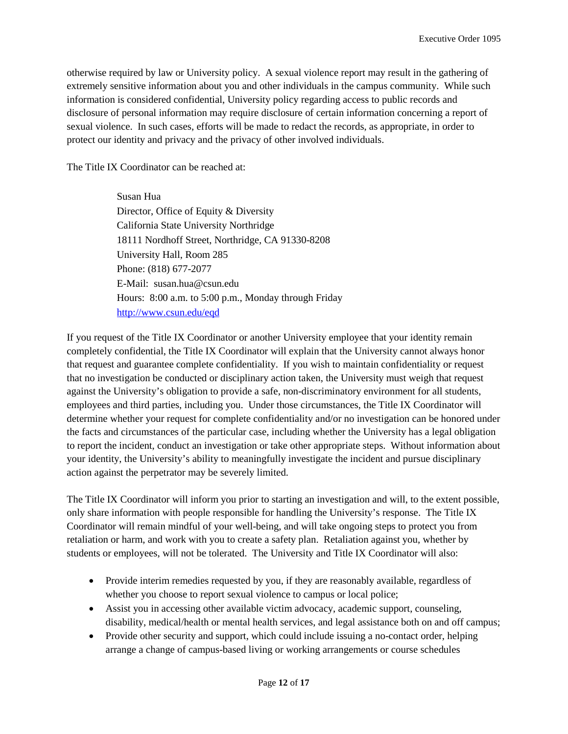otherwise required by law or University policy. A sexual violence report may result in the gathering of extremely sensitive information about you and other individuals in the campus community. While such information is considered confidential, University policy regarding access to public records and disclosure of personal information may require disclosure of certain information concerning a report of sexual violence. In such cases, efforts will be made to redact the records, as appropriate, in order to protect our identity and privacy and the privacy of other involved individuals.

The Title IX Coordinator can be reached at:

> Susan Hua  
> Director, Office of Equity & Diversity  
> California State University Northridge  
> 18111 Nordhoff Street, Northridge, CA 91330-8208  
> University Hall, Room 285  
> Phone: (818) 677-2077  
> E-Mail: susan.hua@csun.edu  
> Hours: 8:00 a.m. to 5:00 p.m., Monday through Friday  
> [http://www.csun.edu/eqd](http://www.csun.edu/eqd)

If you request of the Title IX Coordinator or another University employee that your identity remain completely confidential, the Title IX Coordinator will explain that the University cannot always honor that request and guarantee complete confidentiality. If you wish to maintain confidentiality or request that no investigation be conducted or disciplinary action taken, the University must weigh that request against the University's obligation to provide a safe, non-discriminatory environment for all students, employees and third parties, including you. Under those circumstances, the Title IX Coordinator will determine whether your request for complete confidentiality and/or no investigation can be honored under the facts and circumstances of the particular case, including whether the University has a legal obligation to report the incident, conduct an investigation or take other appropriate steps. Without information about your identity, the University's ability to meaningfully investigate the incident and pursue disciplinary action against the perpetrator may be severely limited.

The Title IX Coordinator will inform you prior to starting an investigation and will, to the extent possible, only share information with people responsible for handling the University's response. The Title IX Coordinator will remain mindful of your well-being, and will take ongoing steps to protect you from retaliation or harm, and work with you to create a safety plan. Retaliation against you, whether by students or employees, will not be tolerated. The University and Title IX Coordinator will also:

- Provide interim remedies requested by you, if they are reasonably available, regardless of whether you choose to report sexual violence to campus or local police;
- Assist you in accessing other available victim advocacy, academic support, counseling, disability, medical/health or mental health services, and legal assistance both on and off campus;
- Provide other security and support, which could include issuing a no-contact order, helping arrange a change of campus-based living or working arrangements or course schedules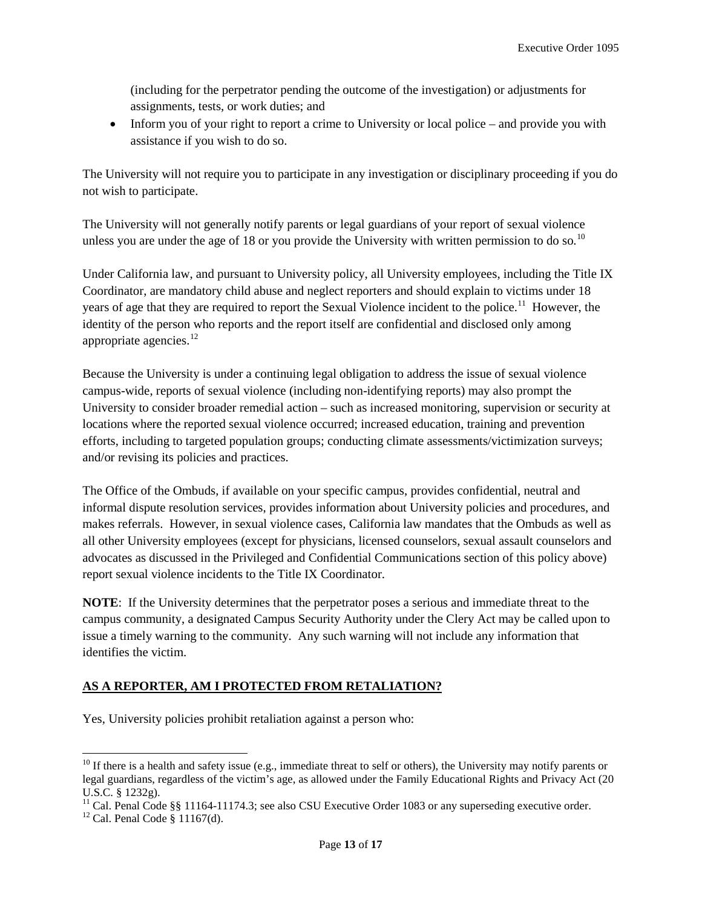(including for the perpetrator pending the outcome of the investigation) or adjustments for assignments, tests, or work duties; and

- Inform you of your right to report a crime to University or local police – and provide you with assistance if you wish to do so.

The University will not require you to participate in any investigation or disciplinary proceeding if you do not wish to participate.

The University will not generally notify parents or legal guardians of your report of sexual violence unless you are under the age of 18 or you provide the University with written permission to do so.[10]

Under California law, and pursuant to University policy, all University employees, including the Title IX Coordinator, are mandatory child abuse and neglect reporters and should explain to victims under 18 years of age that they are required to report the Sexual Violence incident to the police.[11] However, the identity of the person who reports and the report itself are confidential and disclosed only among appropriate agencies.[12]

Because the University is under a continuing legal obligation to address the issue of sexual violence campus-wide, reports of sexual violence (including non-identifying reports) may also prompt the University to consider broader remedial action – such as increased monitoring, supervision or security at locations where the reported sexual violence occurred; increased education, training and prevention efforts, including to targeted population groups; conducting climate assessments/victimization surveys; and/or revising its policies and practices.

The Office of the Ombuds, if available on your specific campus, provides confidential, neutral and informal dispute resolution services, provides information about University policies and procedures, and makes referrals. However, in sexual violence cases, California law mandates that the Ombuds as well as all other University employees (except for physicians, licensed counselors, sexual assault counselors and advocates as discussed in the Privileged and Confidential Communications section of this policy above) report sexual violence incidents to the Title IX Coordinator.

**NOTE**: If the University determines that the perpetrator poses a serious and immediate threat to the campus community, a designated Campus Security Authority under the Clery Act may be called upon to issue a timely warning to the community. Any such warning will not include any information that identifies the victim.

## AS A REPORTER, AM I PROTECTED FROM RETALIATION?

Yes, University policies prohibit retaliation against a person who:

---

[10] If there is a health and safety issue (e.g., immediate threat to self or others), the University may notify parents or legal guardians, regardless of the victim's age, as allowed under the Family Educational Rights and Privacy Act (20 U.S.C. § 1232g).

[11] Cal. Penal Code §§ 11164-11174.3; see also CSU Executive Order 1083 or any superseding executive order.

[12] Cal. Penal Code § 11167(d).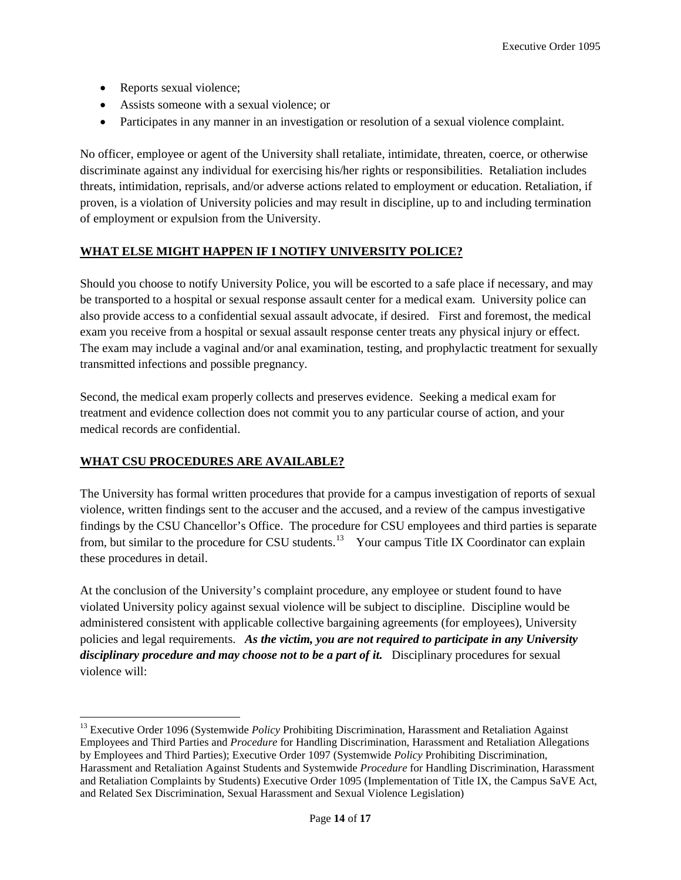- Reports sexual violence;
- Assists someone with a sexual violence; or
- Participates in any manner in an investigation or resolution of a sexual violence complaint.

No officer, employee or agent of the University shall retaliate, intimidate, threaten, coerce, or otherwise discriminate against any individual for exercising his/her rights or responsibilities. Retaliation includes threats, intimidation, reprisals, and/or adverse actions related to employment or education. Retaliation, if proven, is a violation of University policies and may result in discipline, up to and including termination of employment or expulsion from the University.

## WHAT ELSE MIGHT HAPPEN IF I NOTIFY UNIVERSITY POLICE?

Should you choose to notify University Police, you will be escorted to a safe place if necessary, and may be transported to a hospital or sexual response assault center for a medical exam. University police can also provide access to a confidential sexual assault advocate, if desired. First and foremost, the medical exam you receive from a hospital or sexual assault response center treats any physical injury or effect. The exam may include a vaginal and/or anal examination, testing, and prophylactic treatment for sexually transmitted infections and possible pregnancy.

Second, the medical exam properly collects and preserves evidence. Seeking a medical exam for treatment and evidence collection does not commit you to any particular course of action, and your medical records are confidential.

## WHAT CSU PROCEDURES ARE AVAILABLE?

The University has formal written procedures that provide for a campus investigation of reports of sexual violence, written findings sent to the accuser and the accused, and a review of the campus investigative findings by the CSU Chancellor's Office. The procedure for CSU employees and third parties is separate from, but similar to the procedure for CSU students.[13] Your campus Title IX Coordinator can explain these procedures in detail.

At the conclusion of the University's complaint procedure, any employee or student found to have violated University policy against sexual violence will be subject to discipline. Discipline would be administered consistent with applicable collective bargaining agreements (for employees), University policies and legal requirements. ***As the victim, you are not required to participate in any University disciplinary procedure and may choose not to be a part of it.*** Disciplinary procedures for sexual violence will:

[13] Executive Order 1096 (Systemwide *Policy* Prohibiting Discrimination, Harassment and Retaliation Against Employees and Third Parties and *Procedure* for Handling Discrimination, Harassment and Retaliation Allegations by Employees and Third Parties); Executive Order 1097 (Systemwide *Policy* Prohibiting Discrimination, Harassment and Retaliation Against Students and Systemwide *Procedure* for Handling Discrimination, Harassment and Retaliation Complaints by Students) Executive Order 1095 (Implementation of Title IX, the Campus SaVE Act, and Related Sex Discrimination, Sexual Harassment and Sexual Violence Legislation)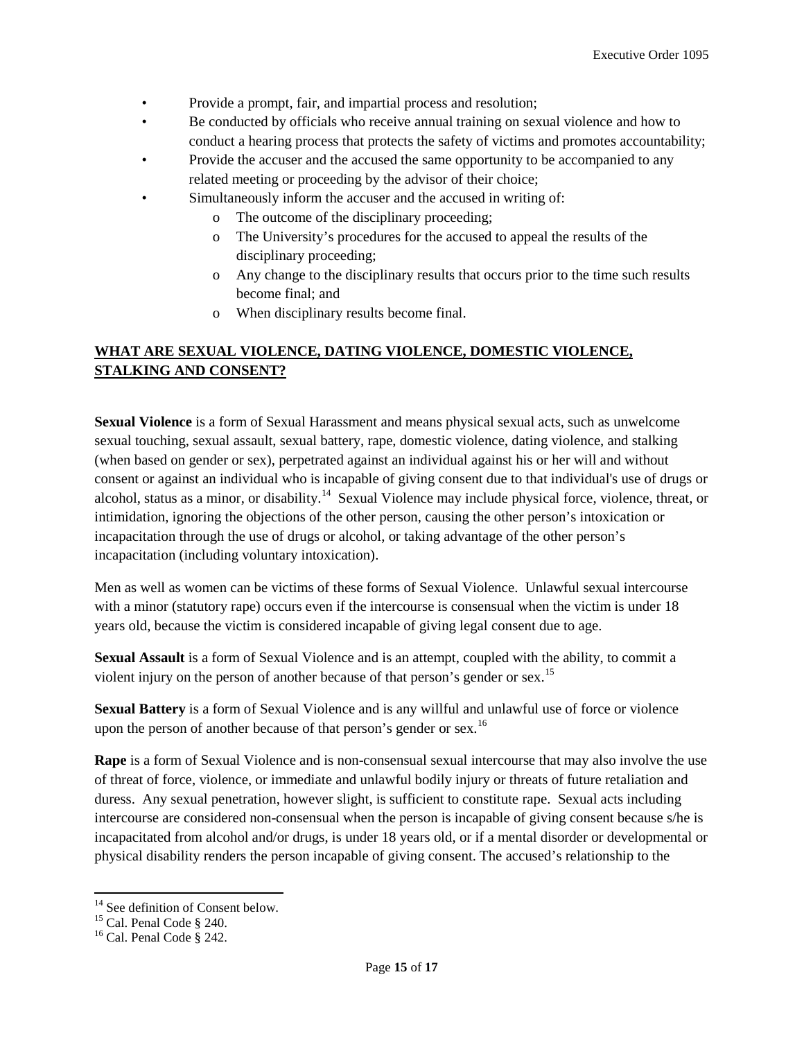- Provide a prompt, fair, and impartial process and resolution;
- Be conducted by officials who receive annual training on sexual violence and how to conduct a hearing process that protects the safety of victims and promotes accountability;
- Provide the accuser and the accused the same opportunity to be accompanied to any related meeting or proceeding by the advisor of their choice;
- Simultaneously inform the accuser and the accused in writing of:
    - The outcome of the disciplinary proceeding;
    - The University's procedures for the accused to appeal the results of the disciplinary proceeding;
    - Any change to the disciplinary results that occurs prior to the time such results become final; and
    - When disciplinary results become final.

## WHAT ARE SEXUAL VIOLENCE, DATING VIOLENCE, DOMESTIC VIOLENCE, STALKING AND CONSENT?

**Sexual Violence** is a form of Sexual Harassment and means physical sexual acts, such as unwelcome sexual touching, sexual assault, sexual battery, rape, domestic violence, dating violence, and stalking (when based on gender or sex), perpetrated against an individual against his or her will and without consent or against an individual who is incapable of giving consent due to that individual's use of drugs or alcohol, status as a minor, or disability.[14] Sexual Violence may include physical force, violence, threat, or intimidation, ignoring the objections of the other person, causing the other person's intoxication or incapacitation through the use of drugs or alcohol, or taking advantage of the other person's incapacitation (including voluntary intoxication).

Men as well as women can be victims of these forms of Sexual Violence. Unlawful sexual intercourse with a minor (statutory rape) occurs even if the intercourse is consensual when the victim is under 18 years old, because the victim is considered incapable of giving legal consent due to age.

**Sexual Assault** is a form of Sexual Violence and is an attempt, coupled with the ability, to commit a violent injury on the person of another because of that person's gender or sex.[15]

**Sexual Battery** is a form of Sexual Violence and is any willful and unlawful use of force or violence upon the person of another because of that person's gender or sex.[16]

**Rape** is a form of Sexual Violence and is non-consensual sexual intercourse that may also involve the use of threat of force, violence, or immediate and unlawful bodily injury or threats of future retaliation and duress. Any sexual penetration, however slight, is sufficient to constitute rape. Sexual acts including intercourse are considered non-consensual when the person is incapable of giving consent because s/he is incapacitated from alcohol and/or drugs, is under 18 years old, or if a mental disorder or developmental or physical disability renders the person incapable of giving consent. The accused's relationship to the

---

[14] See definition of Consent below.
[15] Cal. Penal Code § 240.
[16] Cal. Penal Code § 242.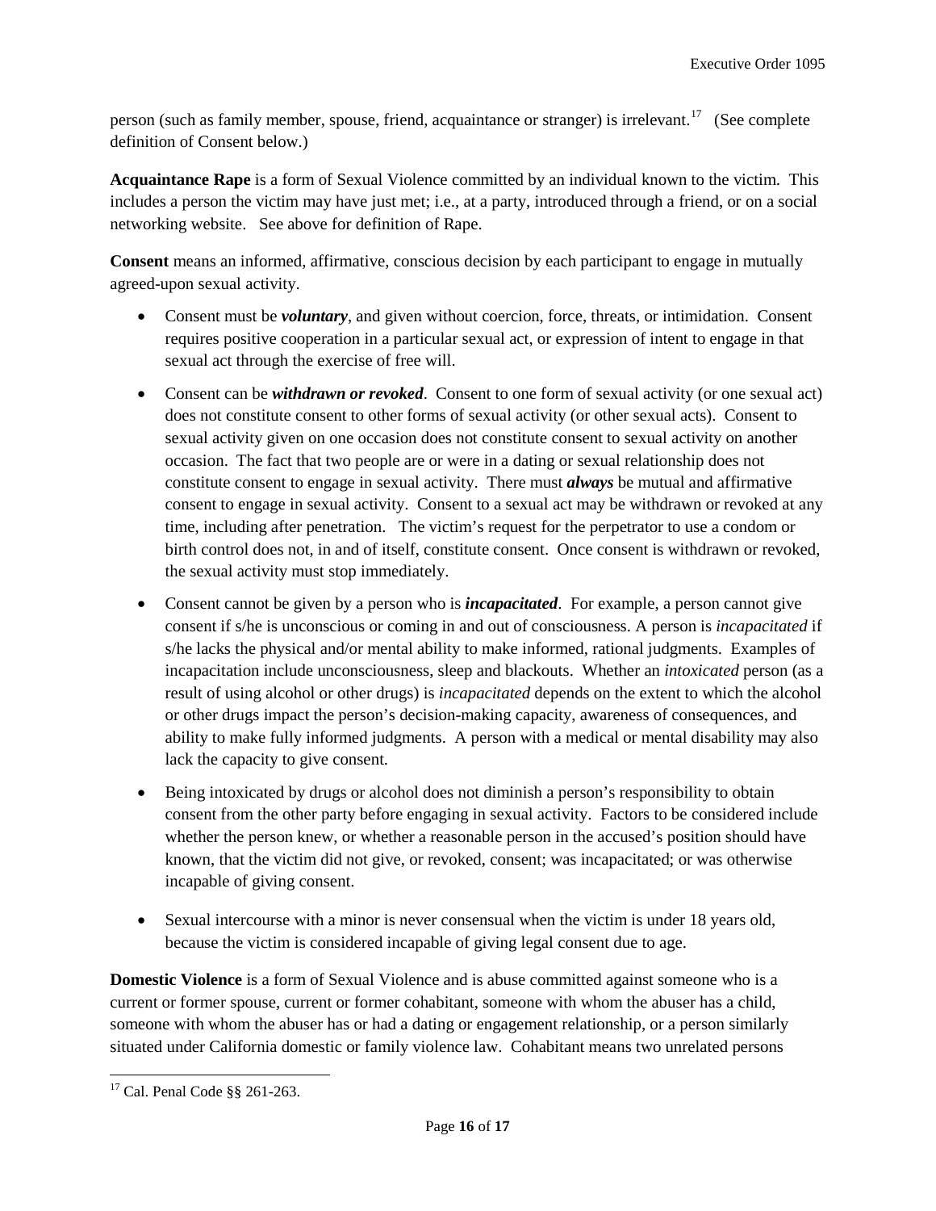person (such as family member, spouse, friend, acquaintance or stranger) is irrelevant.[17] (See complete definition of Consent below.)

**Acquaintance Rape** is a form of Sexual Violence committed by an individual known to the victim. This includes a person the victim may have just met; i.e., at a party, introduced through a friend, or on a social networking website. See above for definition of Rape.

**Consent** means an informed, affirmative, conscious decision by each participant to engage in mutually agreed-upon sexual activity.

- Consent must be ***voluntary***, and given without coercion, force, threats, or intimidation. Consent requires positive cooperation in a particular sexual act, or expression of intent to engage in that sexual act through the exercise of free will.
- Consent can be ***withdrawn or revoked***. Consent to one form of sexual activity (or one sexual act) does not constitute consent to other forms of sexual activity (or other sexual acts). Consent to sexual activity given on one occasion does not constitute consent to sexual activity on another occasion. The fact that two people are or were in a dating or sexual relationship does not constitute consent to engage in sexual activity. There must ***always*** be mutual and affirmative consent to engage in sexual activity. Consent to a sexual act may be withdrawn or revoked at any time, including after penetration. The victim's request for the perpetrator to use a condom or birth control does not, in and of itself, constitute consent. Once consent is withdrawn or revoked, the sexual activity must stop immediately.
- Consent cannot be given by a person who is ***incapacitated***. For example, a person cannot give consent if s/he is unconscious or coming in and out of consciousness. A person is *incapacitated* if s/he lacks the physical and/or mental ability to make informed, rational judgments. Examples of incapacitation include unconsciousness, sleep and blackouts. Whether an *intoxicated* person (as a result of using alcohol or other drugs) is *incapacitated* depends on the extent to which the alcohol or other drugs impact the person's decision-making capacity, awareness of consequences, and ability to make fully informed judgments. A person with a medical or mental disability may also lack the capacity to give consent.
- Being intoxicated by drugs or alcohol does not diminish a person's responsibility to obtain consent from the other party before engaging in sexual activity. Factors to be considered include whether the person knew, or whether a reasonable person in the accused's position should have known, that the victim did not give, or revoked, consent; was incapacitated; or was otherwise incapable of giving consent.
- Sexual intercourse with a minor is never consensual when the victim is under 18 years old, because the victim is considered incapable of giving legal consent due to age.

**Domestic Violence** is a form of Sexual Violence and is abuse committed against someone who is a current or former spouse, current or former cohabitant, someone with whom the abuser has a child, someone with whom the abuser has or had a dating or engagement relationship, or a person similarly situated under California domestic or family violence law. Cohabitant means two unrelated persons

[17] Cal. Penal Code §§ 261-263.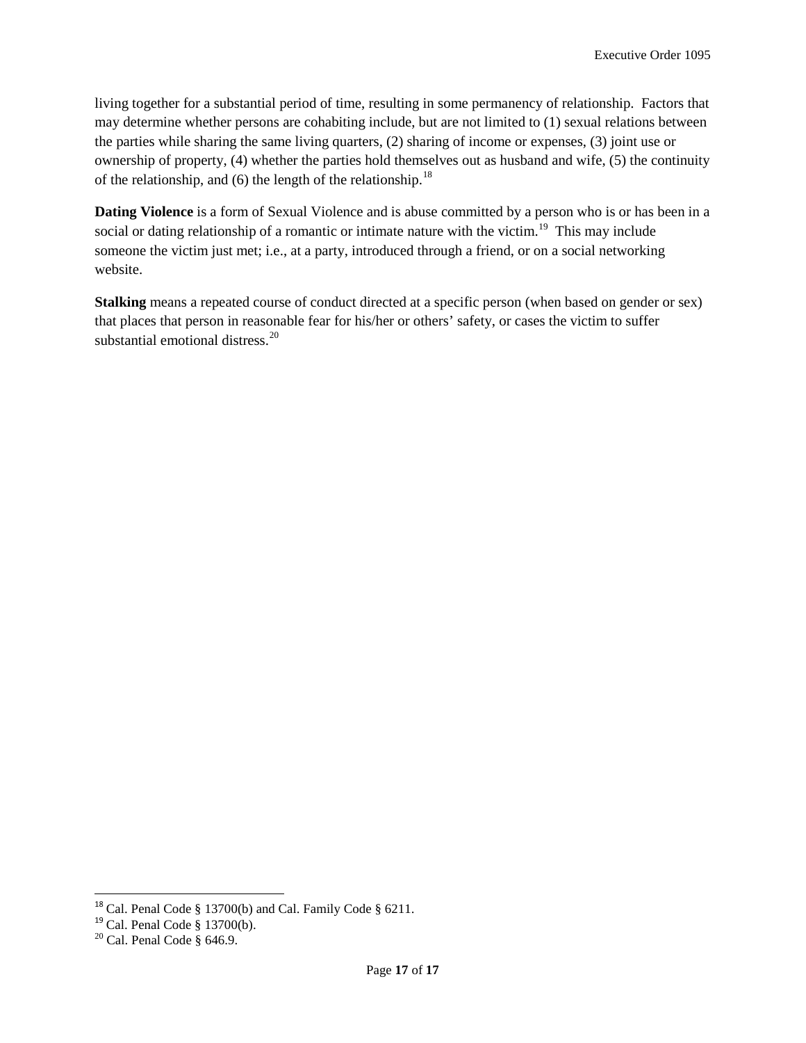living together for a substantial period of time, resulting in some permanency of relationship. Factors that may determine whether persons are cohabiting include, but are not limited to (1) sexual relations between the parties while sharing the same living quarters, (2) sharing of income or expenses, (3) joint use or ownership of property, (4) whether the parties hold themselves out as husband and wife, (5) the continuity of the relationship, and (6) the length of the relationship.[18]

**Dating Violence** is a form of Sexual Violence and is abuse committed by a person who is or has been in a social or dating relationship of a romantic or intimate nature with the victim.[19] This may include someone the victim just met; i.e., at a party, introduced through a friend, or on a social networking website.

**Stalking** means a repeated course of conduct directed at a specific person (when based on gender or sex) that places that person in reasonable fear for his/her or others' safety, or cases the victim to suffer substantial emotional distress.[20]

---

[18] Cal. Penal Code § 13700(b) and Cal. Family Code § 6211.
[19] Cal. Penal Code § 13700(b).
[20] Cal. Penal Code § 646.9.